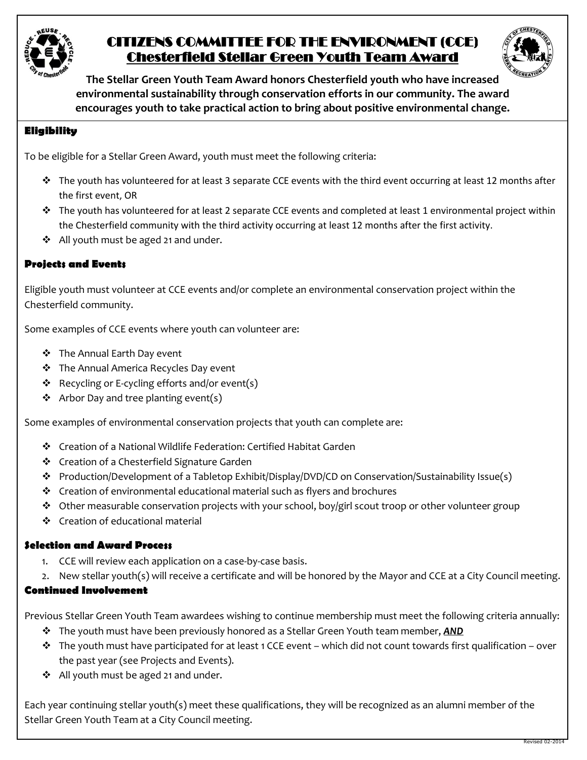# CITIZENS COMMITTEE FOR THE ENVIRONMENT (CCE)
## Chesterfield Stellar Green Youth Team Award

**The Stellar Green Youth Team Award honors Chesterfield youth who have increased environmental sustainability through conservation efforts in our community. The award encourages youth to take practical action to bring about positive environmental change.**

### Eligibility

To be eligible for a Stellar Green Award, youth must meet the following criteria:

- The youth has volunteered for at least 3 separate CCE events with the third event occurring at least 12 months after the first event, OR
- The youth has volunteered for at least 2 separate CCE events and completed at least 1 environmental project within the Chesterfield community with the third activity occurring at least 12 months after the first activity.
- All youth must be aged 21 and under.

### Projects and Events

Eligible youth must volunteer at CCE events and/or complete an environmental conservation project within the Chesterfield community.

Some examples of CCE events where youth can volunteer are:

- The Annual Earth Day event
- The Annual America Recycles Day event
- Recycling or E-cycling efforts and/or event(s)
- Arbor Day and tree planting event(s)

Some examples of environmental conservation projects that youth can complete are:

- Creation of a National Wildlife Federation: Certified Habitat Garden
- Creation of a Chesterfield Signature Garden
- Production/Development of a Tabletop Exhibit/Display/DVD/CD on Conservation/Sustainability Issue(s)
- Creation of environmental educational material such as flyers and brochures
- Other measurable conservation projects with your school, boy/girl scout troop or other volunteer group
- Creation of educational material

### Selection and Award Process

1. CCE will review each application on a case-by-case basis.
2. New stellar youth(s) will receive a certificate and will be honored by the Mayor and CCE at a City Council meeting.

### Continued Involvement

Previous Stellar Green Youth Team awardees wishing to continue membership must meet the following criteria annually:

- The youth must have been previously honored as a Stellar Green Youth team member, ***AND***
- The youth must have participated for at least 1 CCE event – which did not count towards first qualification – over the past year (see Projects and Events).
- All youth must be aged 21 and under.

Each year continuing stellar youth(s) meet these qualifications, they will be recognized as an alumni member of the Stellar Green Youth Team at a City Council meeting.

Revised 02-2014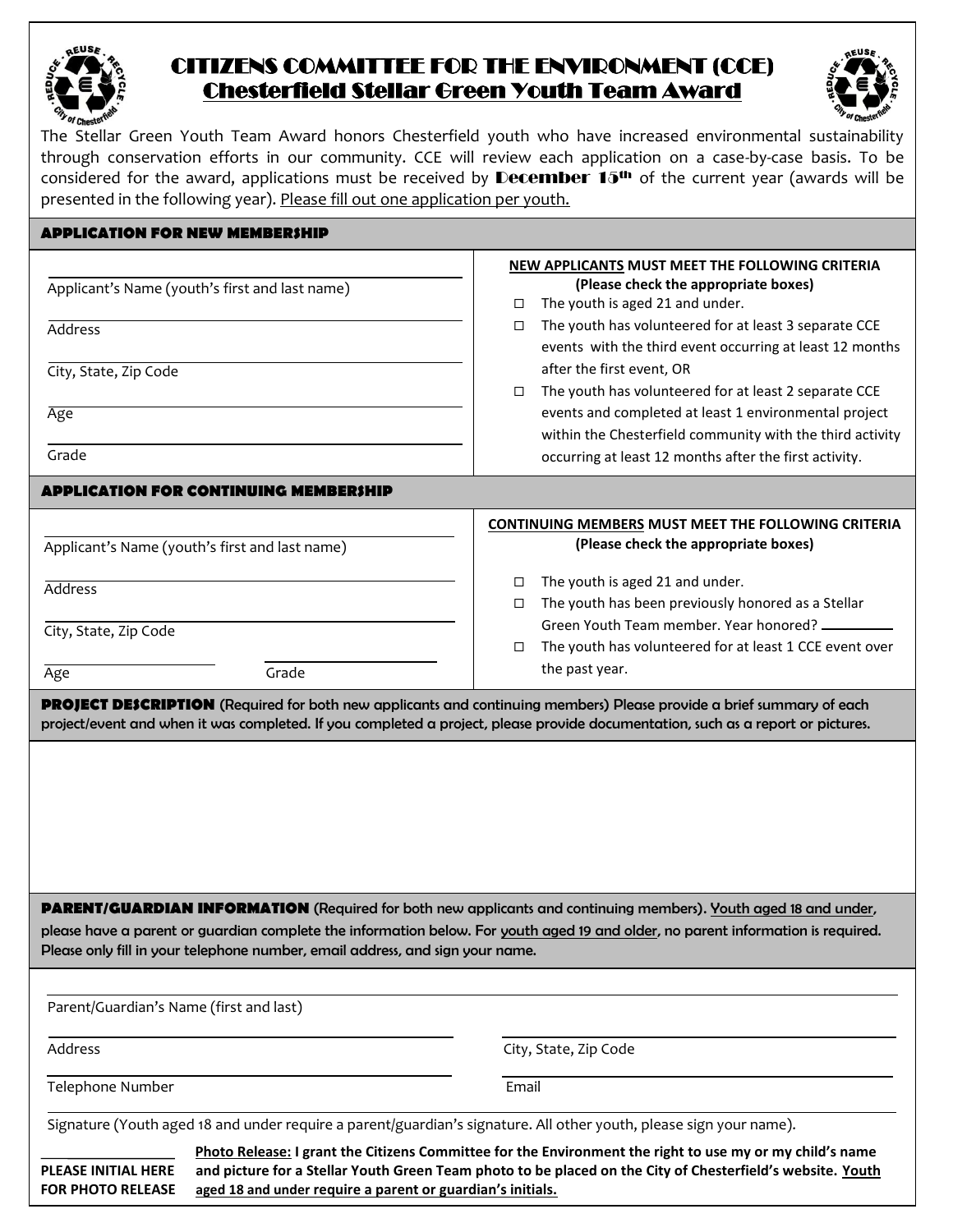# CITIZENS COMMITTEE FOR THE ENVIRONMENT (CCE)

## Chesterfield Stellar Green Youth Team Award

The Stellar Green Youth Team Award honors Chesterfield youth who have increased environmental sustainability through conservation efforts in our community. CCE will review each application on a case-by-case basis. To be considered for the award, applications must be received by **December 15th** of the current year (awards will be presented in the following year). Please fill out one application per youth.

### APPLICATION FOR NEW MEMBERSHIP

Applicant's Name (youth's first and last name)

Address

City, State, Zip Code

Age

Grade

**NEW APPLICANTS MUST MEET THE FOLLOWING CRITERIA**
**(Please check the appropriate boxes)**

- ☐ The youth is aged 21 and under.
- ☐ The youth has volunteered for at least 3 separate CCE events with the third event occurring at least 12 months after the first event, OR
- ☐ The youth has volunteered for at least 2 separate CCE events and completed at least 1 environmental project within the Chesterfield community with the third activity occurring at least 12 months after the first activity.

### APPLICATION FOR CONTINUING MEMBERSHIP

Applicant's Name (youth's first and last name)

Address

City, State, Zip Code

Age Grade

**CONTINUING MEMBERS MUST MEET THE FOLLOWING CRITERIA**
**(Please check the appropriate boxes)**

- ☐ The youth is aged 21 and under.
- ☐ The youth has been previously honored as a Stellar Green Youth Team member. Year honored? ______
- ☐ The youth has volunteered for at least 1 CCE event over the past year.

### PROJECT DESCRIPTION

(Required for both new applicants and continuing members) Please provide a brief summary of each project/event and when it was completed. If you completed a project, please provide documentation, such as a report or pictures.

### PARENT/GUARDIAN INFORMATION

(Required for both new applicants and continuing members). Youth aged 18 and under, please have a parent or guardian complete the information below. For youth aged 19 and older, no parent information is required. Please only fill in your telephone number, email address, and sign your name.

Parent/Guardian's Name (first and last)

Address

City, State, Zip Code

Telephone Number

Email

Signature (Youth aged 18 and under require a parent/guardian's signature. All other youth, please sign your name).

______________

**PLEASE INITIAL HERE FOR PHOTO RELEASE**

**Photo Release: I grant the Citizens Committee for the Environment the right to use my or my child's name and picture for a Stellar Youth Green Team photo to be placed on the City of Chesterfield's website. Youth aged 18 and under require a parent or guardian's initials.**